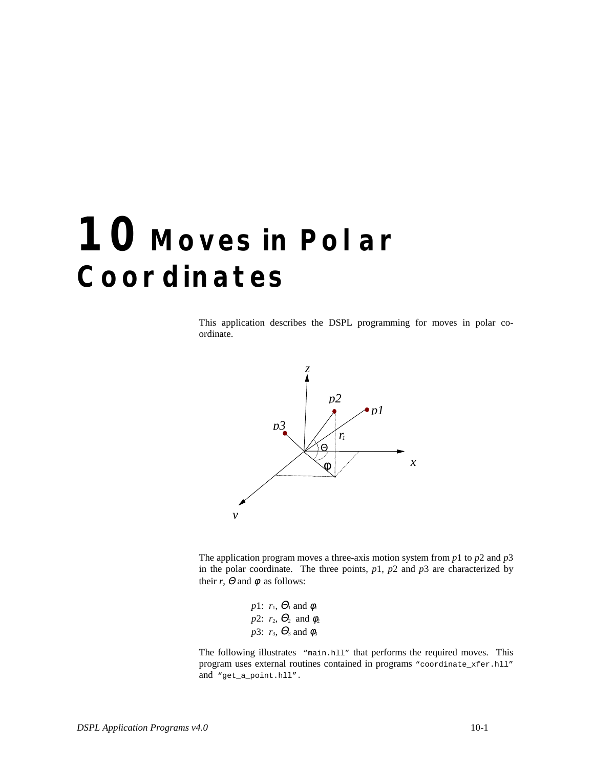# 10 Moves in Polar Coordinates

This application describes the DSPL programming for moves in polar co-ordinate.

The application program moves a three-axis motion system from *p*1 to *p*2 and *p*3 in the polar coordinate. The three points, *p*1, *p*2 and *p*3 are characterized by their *r*, $\Theta$ and $\phi$ as follows:

*p*1: $r_1$, $\Theta_1$ and $\phi_1$
*p*2: $r_2$, $\Theta_2$ and $\phi_2$
*p*3: $r_3$, $\Theta_3$ and $\phi_3$

The following illustrates `"main.hll"` that performs the required moves. This program uses external routines contained in programs `"coordinate_xfer.hll"` and `"get_a_point.hll"`.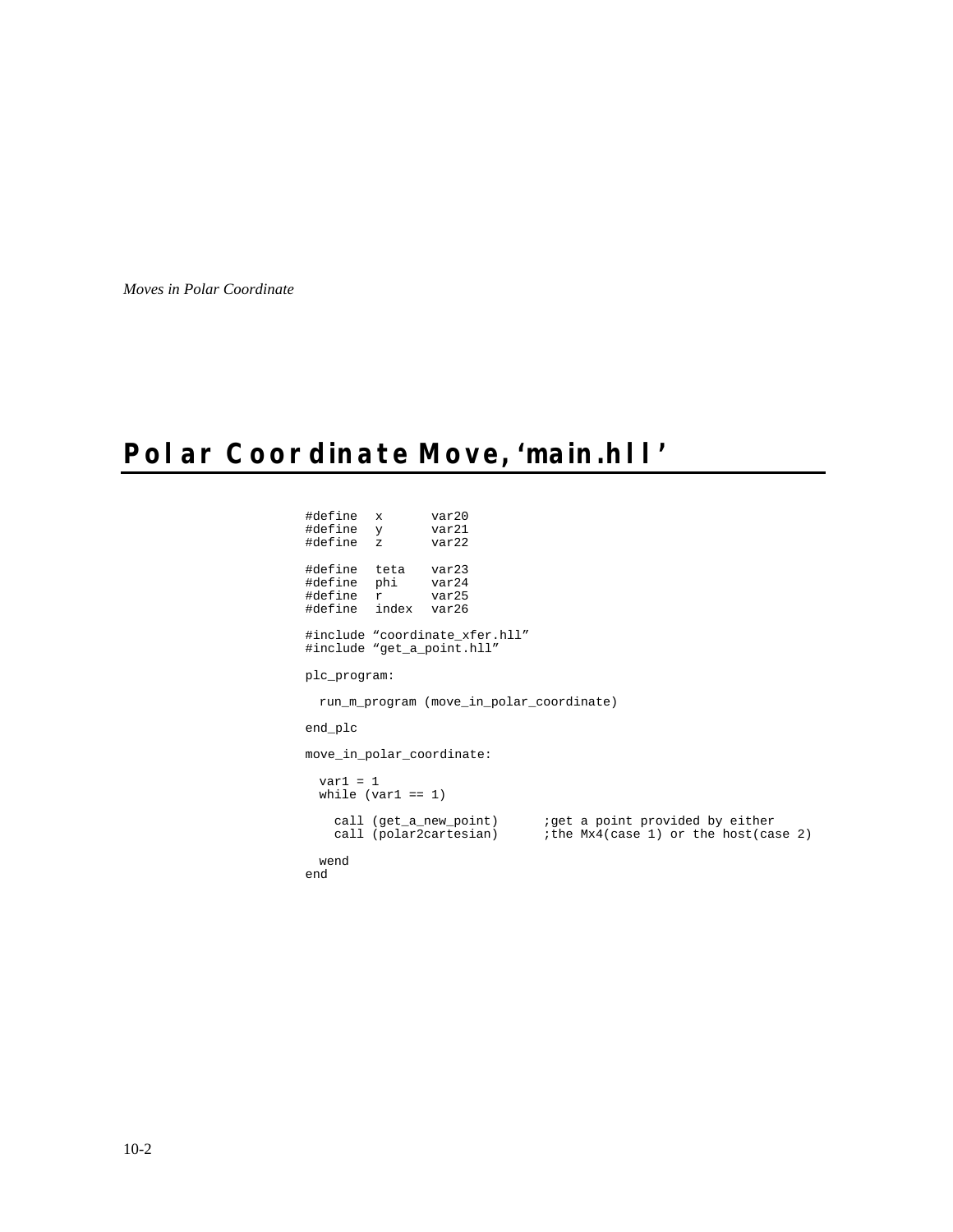## Polar Coordinate Move, ‘main.hll’

```
#define   x       var20
#define   y       var21
#define   z       var22

#define   teta    var23
#define   phi     var24
#define   r       var25
#define   index   var26

#include “coordinate_xfer.hll”
#include “get_a_point.hll”

plc_program:

  run_m_program (move_in_polar_coordinate)

end_plc

move_in_polar_coordinate:

  var1 = 1
  while (var1 == 1)

    call (get_a_new_point)      ;get a point provided by either
    call (polar2cartesian)      ;the Mx4(case 1) or the host(case 2)

  wend
end
```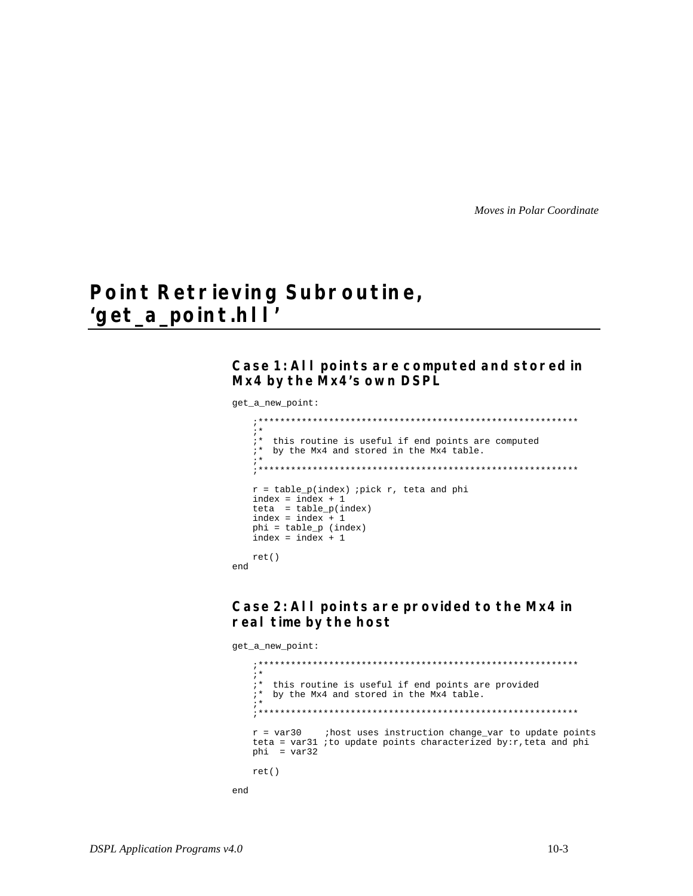# Point Retrieving Subroutine, 'get_a_point.hll'

### Case 1: All points are computed and stored in Mx4 by the Mx4's own DSPL

```
get_a_new_point:

    ;***********************************************************
    ;*
    ;*  this routine is useful if end points are computed
    ;*  by the Mx4 and stored in the Mx4 table.
    ;*
    ;***********************************************************

    r = table_p(index) ;pick r, teta and phi
    index = index + 1
    teta  = table_p(index)
    index = index + 1
    phi = table_p (index)
    index = index + 1

    ret()
end
```

### Case 2: All points are provided to the Mx4 in real time by the host

```
get_a_new_point:

    ;***********************************************************
    ;*
    ;*  this routine is useful if end points are provided
    ;*  by the Mx4 and stored in the Mx4 table.
    ;*
    ;***********************************************************

    r = var30    ;host uses instruction change_var to update points
    teta = var31 ;to update points characterized by:r,teta and phi
    phi  = var32

    ret()

end
```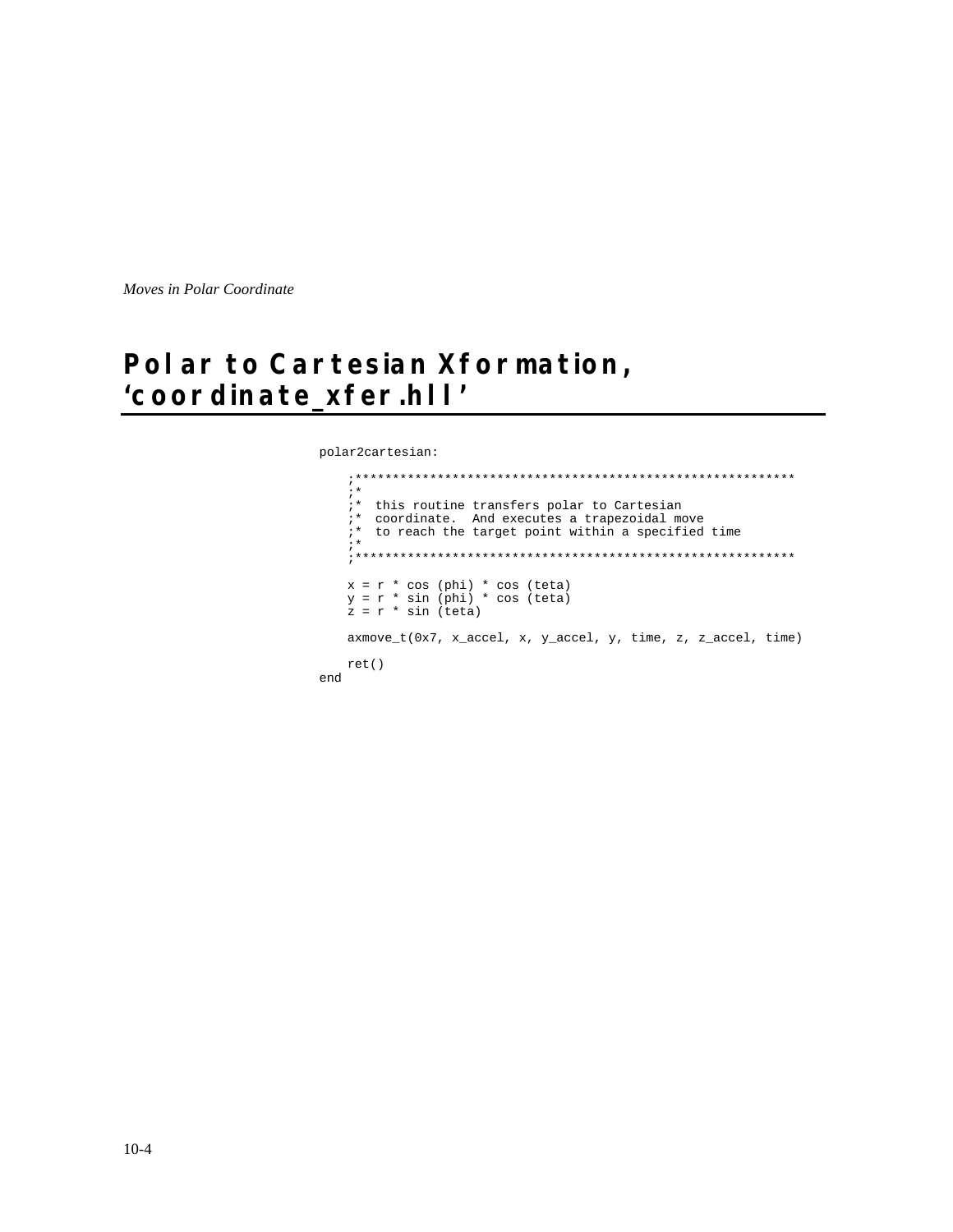# Polar to Cartesian Xformation, ‘coordinate_xfer.hll’

```
polar2cartesian:

    ;***********************************************************
    ;*
    ;*  this routine transfers polar to Cartesian
    ;*  coordinate.  And executes a trapezoidal move
    ;*  to reach the target point within a specified time
    ;*
    ;***********************************************************

    x = r * cos (phi) * cos (teta)
    y = r * sin (phi) * cos (teta)
    z = r * sin (teta)

    axmove_t(0x7, x_accel, x, y_accel, y, time, z, z_accel, time)

    ret()
end
```